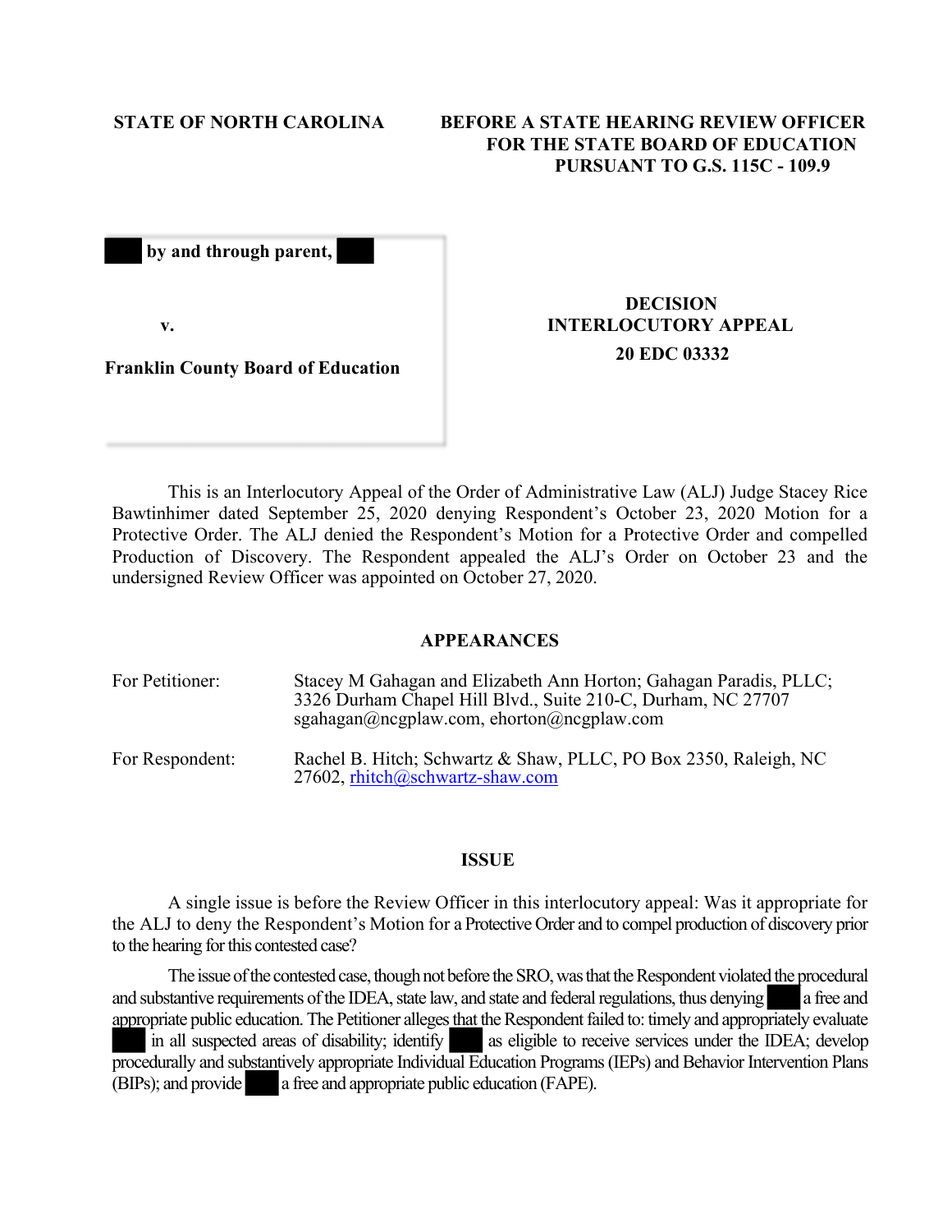**STATE OF NORTH CAROLINA**

**BEFORE A STATE HEARING REVIEW OFFICER FOR THE STATE BOARD OF EDUCATION PURSUANT TO G.S. 115C - 109.9**

**by and through parent,**

**v.**

**Franklin County Board of Education**

**DECISION**
**INTERLOCUTORY APPEAL**
**20 EDC 03332**

This is an Interlocutory Appeal of the Order of Administrative Law (ALJ) Judge Stacey Rice Bawtinhimer dated September 25, 2020 denying Respondent's October 23, 2020 Motion for a Protective Order. The ALJ denied the Respondent's Motion for a Protective Order and compelled Production of Discovery. The Respondent appealed the ALJ's Order on October 23 and the undersigned Review Officer was appointed on October 27, 2020.

## APPEARANCES

| | |
|---|---|
| For Petitioner: | Stacey M Gahagan and Elizabeth Ann Horton; Gahagan Paradis, PLLC; 3326 Durham Chapel Hill Blvd., Suite 210-C, Durham, NC 27707 sgahagan@ncgplaw.com, ehorton@ncgplaw.com |
| For Respondent: | Rachel B. Hitch; Schwartz & Shaw, PLLC, PO Box 2350, Raleigh, NC 27602, rhitch@schwartz-shaw.com |

## ISSUE

A single issue is before the Review Officer in this interlocutory appeal: Was it appropriate for the ALJ to deny the Respondent's Motion for a Protective Order and to compel production of discovery prior to the hearing for this contested case?

The issue of the contested case, though not before the SRO, was that the Respondent violated the procedural and substantive requirements of the IDEA, state law, and state and federal regulations, thus denying a free and appropriate public education. The Petitioner alleges that the Respondent failed to: timely and appropriately evaluate in all suspected areas of disability; identify as eligible to receive services under the IDEA; develop procedurally and substantively appropriate Individual Education Programs (IEPs) and Behavior Intervention Plans (BIPs); and provide a free and appropriate public education (FAPE).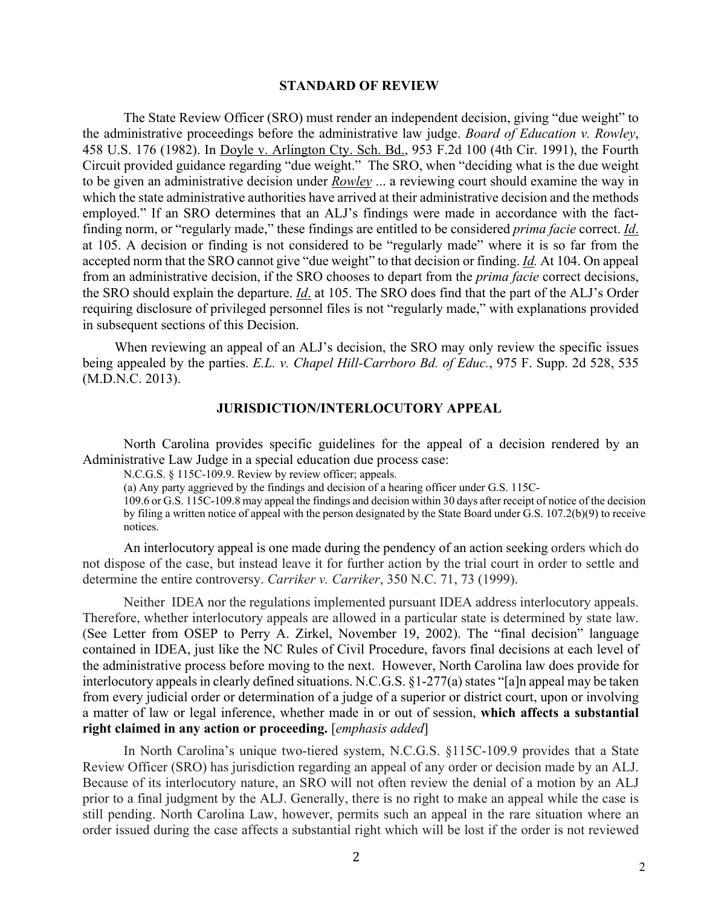## STANDARD OF REVIEW

The State Review Officer (SRO) must render an independent decision, giving "due weight" to the administrative proceedings before the administrative law judge. *Board of Education v. Rowley*, 458 U.S. 176 (1982). In Doyle v. Arlington Cty. Sch. Bd., 953 F.2d 100 (4th Cir. 1991), the Fourth Circuit provided guidance regarding "due weight." The SRO, when "deciding what is the due weight to be given an administrative decision under *Rowley* ... a reviewing court should examine the way in which the state administrative authorities have arrived at their administrative decision and the methods employed." If an SRO determines that an ALJ's findings were made in accordance with the fact-finding norm, or "regularly made," these findings are entitled to be considered *prima facie* correct. *Id*. at 105. A decision or finding is not considered to be "regularly made" where it is so far from the accepted norm that the SRO cannot give "due weight" to that decision or finding. *Id.* At 104. On appeal from an administrative decision, if the SRO chooses to depart from the *prima facie* correct decisions, the SRO should explain the departure. *Id*. at 105. The SRO does find that the part of the ALJ's Order requiring disclosure of privileged personnel files is not "regularly made," with explanations provided in subsequent sections of this Decision.

When reviewing an appeal of an ALJ's decision, the SRO may only review the specific issues being appealed by the parties. *E.L. v. Chapel Hill-Carrboro Bd. of Educ.*, 975 F. Supp. 2d 528, 535 (M.D.N.C. 2013).

## JURISDICTION/INTERLOCUTORY APPEAL

North Carolina provides specific guidelines for the appeal of a decision rendered by an Administrative Law Judge in a special education due process case:

> N.C.G.S. § 115C-109.9. Review by review officer; appeals.
>
> (a) Any party aggrieved by the findings and decision of a hearing officer under G.S. 115C-109.6 or G.S. 115C-109.8 may appeal the findings and decision within 30 days after receipt of notice of the decision by filing a written notice of appeal with the person designated by the State Board under G.S. 107.2(b)(9) to receive notices.

An interlocutory appeal is one made during the pendency of an action seeking orders which do not dispose of the case, but instead leave it for further action by the trial court in order to settle and determine the entire controversy. *Carriker v. Carriker*, 350 N.C. 71, 73 (1999).

Neither IDEA nor the regulations implemented pursuant IDEA address interlocutory appeals. Therefore, whether interlocutory appeals are allowed in a particular state is determined by state law. (See Letter from OSEP to Perry A. Zirkel, November 19, 2002). The "final decision" language contained in IDEA, just like the NC Rules of Civil Procedure, favors final decisions at each level of the administrative process before moving to the next. However, North Carolina law does provide for interlocutory appeals in clearly defined situations. N.C.G.S. §1-277(a) states "[a]n appeal may be taken from every judicial order or determination of a judge of a superior or district court, upon or involving a matter of law or legal inference, whether made in or out of session, **which affects a substantial right claimed in any action or proceeding.** [*emphasis added*]

In North Carolina's unique two-tiered system, N.C.G.S. §115C-109.9 provides that a State Review Officer (SRO) has jurisdiction regarding an appeal of any order or decision made by an ALJ. Because of its interlocutory nature, an SRO will not often review the denial of a motion by an ALJ prior to a final judgment by the ALJ. Generally, there is no right to make an appeal while the case is still pending. North Carolina Law, however, permits such an appeal in the rare situation where an order issued during the case affects a substantial right which will be lost if the order is not reviewed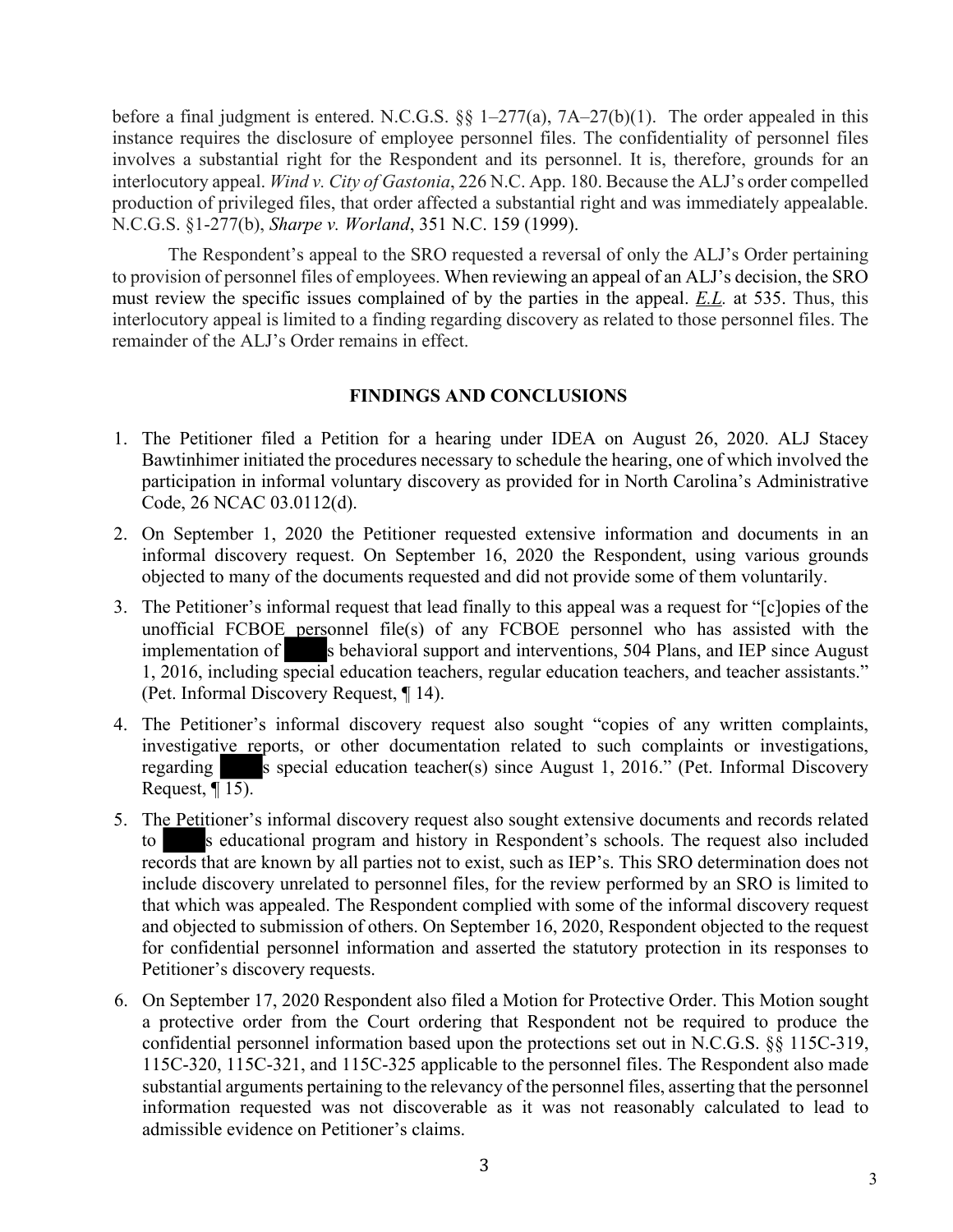before a final judgment is entered. N.C.G.S. §§ 1–277(a), 7A–27(b)(1). The order appealed in this instance requires the disclosure of employee personnel files. The confidentiality of personnel files involves a substantial right for the Respondent and its personnel. It is, therefore, grounds for an interlocutory appeal. *Wind v. City of Gastonia*, 226 N.C. App. 180. Because the ALJ's order compelled production of privileged files, that order affected a substantial right and was immediately appealable. N.C.G.S. §1-277(b), *Sharpe v. Worland*, 351 N.C. 159 (1999).

The Respondent's appeal to the SRO requested a reversal of only the ALJ's Order pertaining to provision of personnel files of employees. When reviewing an appeal of an ALJ's decision, the SRO must review the specific issues complained of by the parties in the appeal. *E.L.* at 535. Thus, this interlocutory appeal is limited to a finding regarding discovery as related to those personnel files. The remainder of the ALJ's Order remains in effect.

## FINDINGS AND CONCLUSIONS

1. The Petitioner filed a Petition for a hearing under IDEA on August 26, 2020. ALJ Stacey Bawtinhimer initiated the procedures necessary to schedule the hearing, one of which involved the participation in informal voluntary discovery as provided for in North Carolina's Administrative Code, 26 NCAC 03.0112(d).
2. On September 1, 2020 the Petitioner requested extensive information and documents in an informal discovery request. On September 16, 2020 the Respondent, using various grounds objected to many of the documents requested and did not provide some of them voluntarily.
3. The Petitioner's informal request that lead finally to this appeal was a request for "[c]opies of the unofficial FCBOE personnel file(s) of any FCBOE personnel who has assisted with the implementation of ████s behavioral support and interventions, 504 Plans, and IEP since August 1, 2016, including special education teachers, regular education teachers, and teacher assistants." (Pet. Informal Discovery Request, ¶ 14).
4. The Petitioner's informal discovery request also sought "copies of any written complaints, investigative reports, or other documentation related to such complaints or investigations, regarding ████s special education teacher(s) since August 1, 2016." (Pet. Informal Discovery Request, ¶ 15).
5. The Petitioner's informal discovery request also sought extensive documents and records related to ████s educational program and history in Respondent's schools. The request also included records that are known by all parties not to exist, such as IEP's. This SRO determination does not include discovery unrelated to personnel files, for the review performed by an SRO is limited to that which was appealed. The Respondent complied with some of the informal discovery request and objected to submission of others. On September 16, 2020, Respondent objected to the request for confidential personnel information and asserted the statutory protection in its responses to Petitioner's discovery requests.
6. On September 17, 2020 Respondent also filed a Motion for Protective Order. This Motion sought a protective order from the Court ordering that Respondent not be required to produce the confidential personnel information based upon the protections set out in N.C.G.S. §§ 115C-319, 115C-320, 115C-321, and 115C-325 applicable to the personnel files. The Respondent also made substantial arguments pertaining to the relevancy of the personnel files, asserting that the personnel information requested was not discoverable as it was not reasonably calculated to lead to admissible evidence on Petitioner's claims.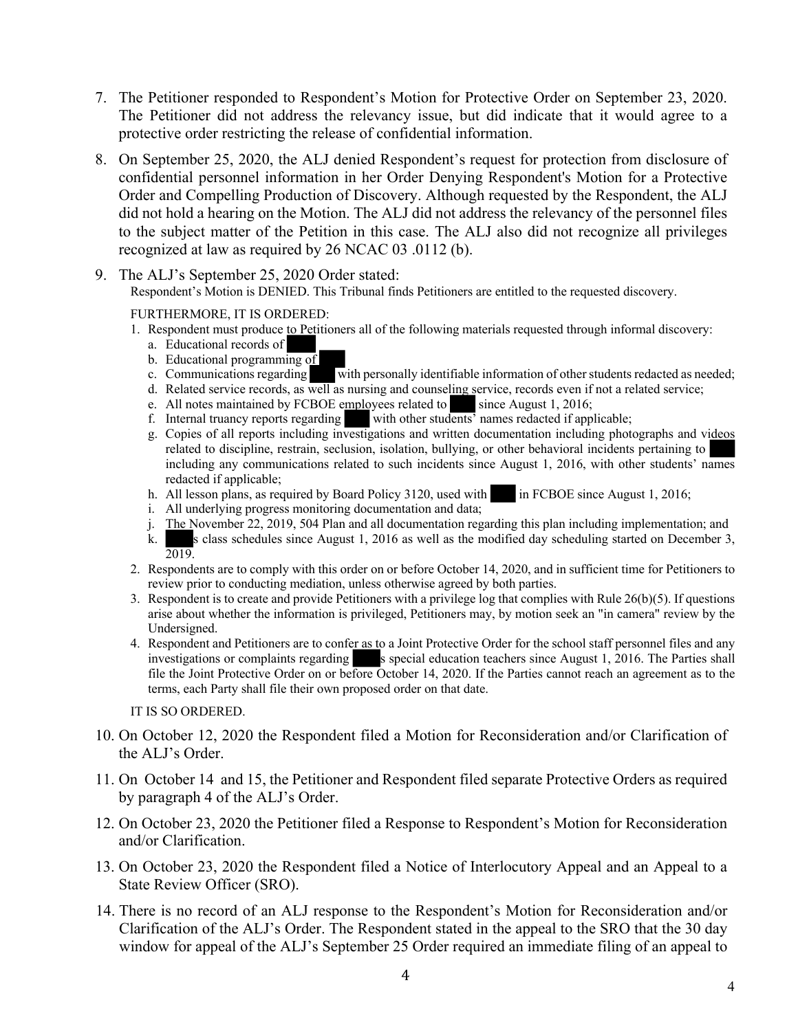7. The Petitioner responded to Respondent's Motion for Protective Order on September 23, 2020. The Petitioner did not address the relevancy issue, but did indicate that it would agree to a protective order restricting the release of confidential information.

8. On September 25, 2020, the ALJ denied Respondent's request for protection from disclosure of confidential personnel information in her Order Denying Respondent's Motion for a Protective Order and Compelling Production of Discovery. Although requested by the Respondent, the ALJ did not hold a hearing on the Motion. The ALJ did not address the relevancy of the personnel files to the subject matter of the Petition in this case. The ALJ also did not recognize all privileges recognized at law as required by 26 NCAC 03 .0112 (b).

9. The ALJ's September 25, 2020 Order stated:

   Respondent's Motion is DENIED. This Tribunal finds Petitioners are entitled to the requested discovery.

   FURTHERMORE, IT IS ORDERED:

   1. Respondent must produce to Petitioners all of the following materials requested through informal discovery:
      a. Educational records of ████
      b. Educational programming of ████
      c. Communications regarding ████ with personally identifiable information of other students redacted as needed;
      d. Related service records, as well as nursing and counseling service, records even if not a related service;
      e. All notes maintained by FCBOE employees related to ████ since August 1, 2016;
      f. Internal truancy reports regarding ████ with other students' names redacted if applicable;
      g. Copies of all reports including investigations and written documentation including photographs and videos related to discipline, restrain, seclusion, isolation, bullying, or other behavioral incidents pertaining to ████ including any communications related to such incidents since August 1, 2016, with other students' names redacted if applicable;
      h. All lesson plans, as required by Board Policy 3120, used with ████ in FCBOE since August 1, 2016;
      i. All underlying progress monitoring documentation and data;
      j. The November 22, 2019, 504 Plan and all documentation regarding this plan including implementation; and
      k. ████s class schedules since August 1, 2016 as well as the modified day scheduling started on December 3, 2019.
   2. Respondents are to comply with this order on or before October 14, 2020, and in sufficient time for Petitioners to review prior to conducting mediation, unless otherwise agreed by both parties.
   3. Respondent is to create and provide Petitioners with a privilege log that complies with Rule 26(b)(5). If questions arise about whether the information is privileged, Petitioners may, by motion seek an "in camera" review by the Undersigned.
   4. Respondent and Petitioners are to confer as to a Joint Protective Order for the school staff personnel files and any investigations or complaints regarding ████s special education teachers since August 1, 2016. The Parties shall file the Joint Protective Order on or before October 14, 2020. If the Parties cannot reach an agreement as to the terms, each Party shall file their own proposed order on that date.

   IT IS SO ORDERED.

10. On October 12, 2020 the Respondent filed a Motion for Reconsideration and/or Clarification of the ALJ's Order.

11. On October 14 and 15, the Petitioner and Respondent filed separate Protective Orders as required by paragraph 4 of the ALJ's Order.

12. On October 23, 2020 the Petitioner filed a Response to Respondent's Motion for Reconsideration and/or Clarification.

13. On October 23, 2020 the Respondent filed a Notice of Interlocutory Appeal and an Appeal to a State Review Officer (SRO).

14. There is no record of an ALJ response to the Respondent's Motion for Reconsideration and/or Clarification of the ALJ's Order. The Respondent stated in the appeal to the SRO that the 30 day window for appeal of the ALJ's September 25 Order required an immediate filing of an appeal to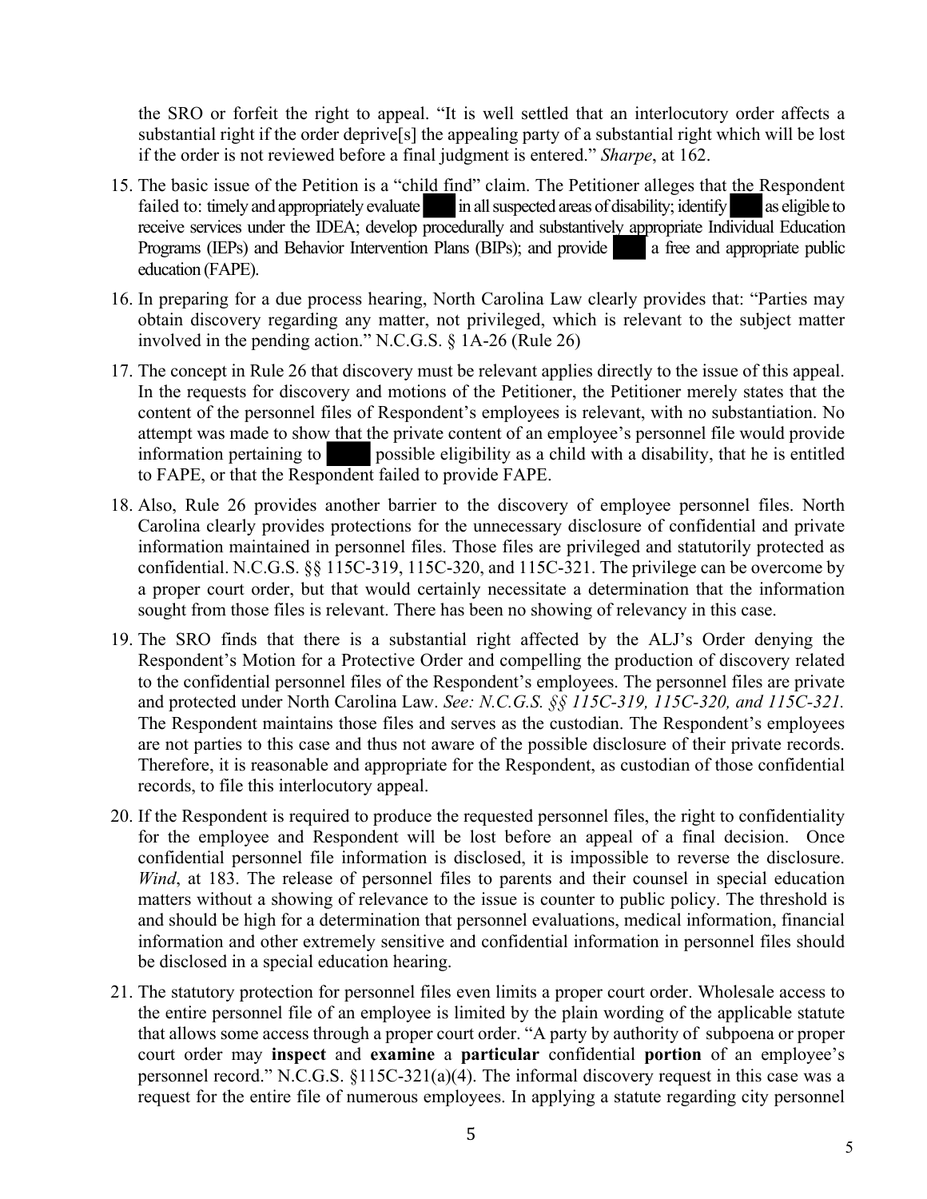the SRO or forfeit the right to appeal. "It is well settled that an interlocutory order affects a substantial right if the order deprive[s] the appealing party of a substantial right which will be lost if the order is not reviewed before a final judgment is entered." *Sharpe*, at 162.

15. The basic issue of the Petition is a "child find" claim. The Petitioner alleges that the Respondent failed to: timely and appropriately evaluate ███ in all suspected areas of disability; identify ███ as eligible to receive services under the IDEA; develop procedurally and substantively appropriate Individual Education Programs (IEPs) and Behavior Intervention Plans (BIPs); and provide ███ a free and appropriate public education (FAPE).

16. In preparing for a due process hearing, North Carolina Law clearly provides that: "Parties may obtain discovery regarding any matter, not privileged, which is relevant to the subject matter involved in the pending action." N.C.G.S. § 1A-26 (Rule 26)

17. The concept in Rule 26 that discovery must be relevant applies directly to the issue of this appeal. In the requests for discovery and motions of the Petitioner, the Petitioner merely states that the content of the personnel files of Respondent's employees is relevant, with no substantiation. No attempt was made to show that the private content of an employee's personnel file would provide information pertaining to ███ possible eligibility as a child with a disability, that he is entitled to FAPE, or that the Respondent failed to provide FAPE.

18. Also, Rule 26 provides another barrier to the discovery of employee personnel files. North Carolina clearly provides protections for the unnecessary disclosure of confidential and private information maintained in personnel files. Those files are privileged and statutorily protected as confidential. N.C.G.S. §§ 115C-319, 115C-320, and 115C-321. The privilege can be overcome by a proper court order, but that would certainly necessitate a determination that the information sought from those files is relevant. There has been no showing of relevancy in this case.

19. The SRO finds that there is a substantial right affected by the ALJ's Order denying the Respondent's Motion for a Protective Order and compelling the production of discovery related to the confidential personnel files of the Respondent's employees. The personnel files are private and protected under North Carolina Law. *See: N.C.G.S. §§ 115C-319, 115C-320, and 115C-321.* The Respondent maintains those files and serves as the custodian. The Respondent's employees are not parties to this case and thus not aware of the possible disclosure of their private records. Therefore, it is reasonable and appropriate for the Respondent, as custodian of those confidential records, to file this interlocutory appeal.

20. If the Respondent is required to produce the requested personnel files, the right to confidentiality for the employee and Respondent will be lost before an appeal of a final decision. Once confidential personnel file information is disclosed, it is impossible to reverse the disclosure. *Wind*, at 183. The release of personnel files to parents and their counsel in special education matters without a showing of relevance to the issue is counter to public policy. The threshold is and should be high for a determination that personnel evaluations, medical information, financial information and other extremely sensitive and confidential information in personnel files should be disclosed in a special education hearing.

21. The statutory protection for personnel files even limits a proper court order. Wholesale access to the entire personnel file of an employee is limited by the plain wording of the applicable statute that allows some access through a proper court order. "A party by authority of subpoena or proper court order may **inspect** and **examine** a **particular** confidential **portion** of an employee's personnel record." N.C.G.S. §115C-321(a)(4). The informal discovery request in this case was a request for the entire file of numerous employees. In applying a statute regarding city personnel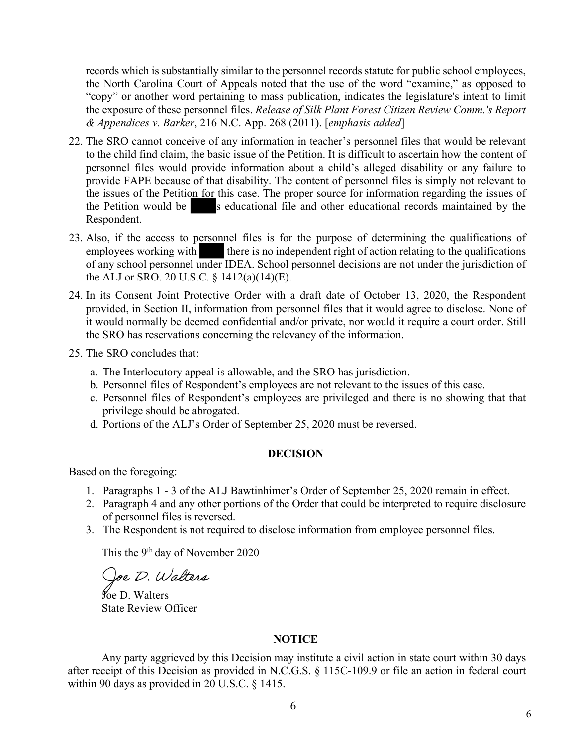records which is substantially similar to the personnel records statute for public school employees, the North Carolina Court of Appeals noted that the use of the word "examine," as opposed to "copy" or another word pertaining to mass publication, indicates the legislature's intent to limit the exposure of these personnel files. *Release of Silk Plant Forest Citizen Review Comm.'s Report & Appendices v. Barker*, 216 N.C. App. 268 (2011). [*emphasis added*]

22. The SRO cannot conceive of any information in teacher's personnel files that would be relevant to the child find claim, the basic issue of the Petition. It is difficult to ascertain how the content of personnel files would provide information about a child's alleged disability or any failure to provide FAPE because of that disability. The content of personnel files is simply not relevant to the issues of the Petition for this case. The proper source for information regarding the issues of the Petition would be ████s educational file and other educational records maintained by the Respondent.
23. Also, if the access to personnel files is for the purpose of determining the qualifications of employees working with ████ there is no independent right of action relating to the qualifications of any school personnel under IDEA. School personnel decisions are not under the jurisdiction of the ALJ or SRO. 20 U.S.C. § 1412(a)(14)(E).
24. In its Consent Joint Protective Order with a draft date of October 13, 2020, the Respondent provided, in Section II, information from personnel files that it would agree to disclose. None of it would normally be deemed confidential and/or private, nor would it require a court order. Still the SRO has reservations concerning the relevancy of the information.
25. The SRO concludes that:
    a. The Interlocutory appeal is allowable, and the SRO has jurisdiction.
    b. Personnel files of Respondent's employees are not relevant to the issues of this case.
    c. Personnel files of Respondent's employees are privileged and there is no showing that that privilege should be abrogated.
    d. Portions of the ALJ's Order of September 25, 2020 must be reversed.

**DECISION**

Based on the foregoing:

1. Paragraphs 1 - 3 of the ALJ Bawtinhimer's Order of September 25, 2020 remain in effect.
2. Paragraph 4 and any other portions of the Order that could be interpreted to require disclosure of personnel files is reversed.
3. The Respondent is not required to disclose information from employee personnel files.

This the 9th day of November 2020

*Joe D. Walters*

Joe D. Walters
State Review Officer

**NOTICE**

Any party aggrieved by this Decision may institute a civil action in state court within 30 days after receipt of this Decision as provided in N.C.G.S. § 115C-109.9 or file an action in federal court within 90 days as provided in 20 U.S.C. § 1415.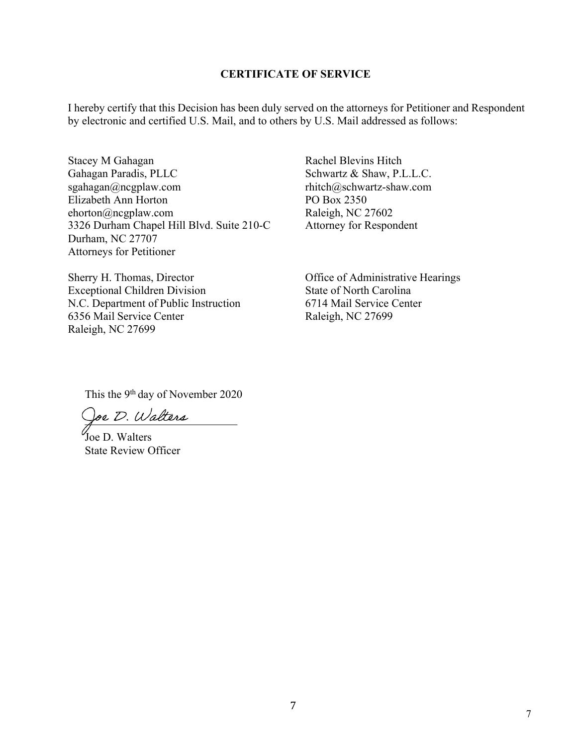**CERTIFICATE OF SERVICE**

I hereby certify that this Decision has been duly served on the attorneys for Petitioner and Respondent by electronic and certified U.S. Mail, and to others by U.S. Mail addressed as follows:

Stacey M Gahagan
Gahagan Paradis, PLLC
sgahagan@ncgplaw.com
Elizabeth Ann Horton
ehorton@ncgplaw.com
3326 Durham Chapel Hill Blvd. Suite 210-C
Durham, NC 27707
Attorneys for Petitioner

Rachel Blevins Hitch
Schwartz & Shaw, P.L.L.C.
rhitch@schwartz-shaw.com
PO Box 2350
Raleigh, NC 27602
Attorney for Respondent

Sherry H. Thomas, Director
Exceptional Children Division
N.C. Department of Public Instruction
6356 Mail Service Center
Raleigh, NC 27699

Office of Administrative Hearings
State of North Carolina
6714 Mail Service Center
Raleigh, NC 27699

This the 9th day of November 2020

Joe D. Walters

Joe D. Walters
State Review Officer